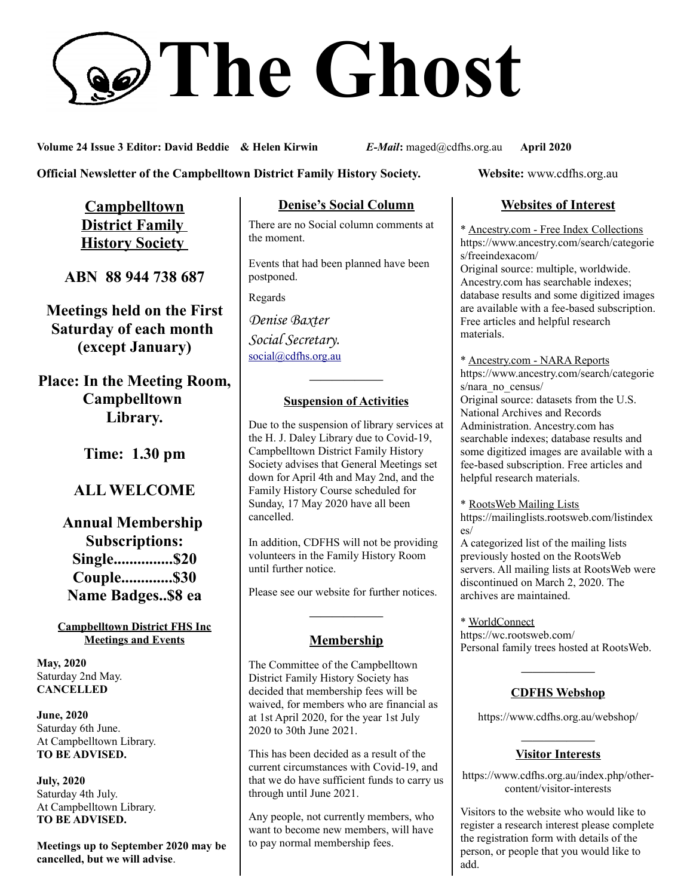# The Ghost

**Volume 24 Issue 3 Editor: David Beddie & Helen Kirwin** ***E-Mail*****:** maged@cdfhs.org.au **April 2020**

**Official Newsletter of the Campbelltown District Family History Society.** **Website:** www.cdfhs.org.au

## Campbelltown District Family History Society

**ABN 88 944 738 687**

**Meetings held on the First Saturday of each month (except January)**

**Place: In the Meeting Room, Campbelltown Library.**

**Time: 1.30 pm**

**ALL WELCOME**

**Annual Membership Subscriptions:**
**Single...............$20**
**Couple.............$30**
**Name Badges..$8 ea**

### Campbelltown District FHS Inc Meetings and Events

**May, 2020**
Saturday 2nd May.
**CANCELLED**

**June, 2020**
Saturday 6th June.
At Campbelltown Library.
**TO BE ADVISED.**

**July, 2020**
Saturday 4th July.
At Campbelltown Library.
**TO BE ADVISED.**

**Meetings up to September 2020 may be cancelled, but we will advise**.

## Denise's Social Column

There are no Social column comments at the moment.

Events that had been planned have been postponed.

Regards

*Denise Baxter*
*Social Secretary.*
social@cdfhs.org.au

---

### Suspension of Activities

Due to the suspension of library services at the H. J. Daley Library due to Covid-19, Campbelltown District Family History Society advises that General Meetings set down for April 4th and May 2nd, and the Family History Course scheduled for Sunday, 17 May 2020 have all been cancelled.

In addition, CDFHS will not be providing volunteers in the Family History Room until further notice.

Please see our website for further notices.

---

## Membership

The Committee of the Campbelltown District Family History Society has decided that membership fees will be waived, for members who are financial as at 1st April 2020, for the year 1st July 2020 to 30th June 2021.

This has been decided as a result of the current circumstances with Covid-19, and that we do have sufficient funds to carry us through until June 2021.

Any people, not currently members, who want to become new members, will have to pay normal membership fees.

## Websites of Interest

* Ancestry.com - Free Index Collections
https://www.ancestry.com/search/categories/freeindexacom/
Original source: multiple, worldwide. Ancestry.com has searchable indexes; database results and some digitized images are available with a fee-based subscription. Free articles and helpful research materials.

* Ancestry.com - NARA Reports
https://www.ancestry.com/search/categories/nara_no_census/
Original source: datasets from the U.S. National Archives and Records Administration. Ancestry.com has searchable indexes; database results and some digitized images are available with a fee-based subscription. Free articles and helpful research materials.

* RootsWeb Mailing Lists
https://mailinglists.rootsweb.com/listindexes/
A categorized list of the mailing lists previously hosted on the RootsWeb servers. All mailing lists at RootsWeb were discontinued on March 2, 2020. The archives are maintained.

* WorldConnect
https://wc.rootsweb.com/
Personal family trees hosted at RootsWeb.

---

### CDFHS Webshop

https://www.cdfhs.org.au/webshop/

---

### Visitor Interests

https://www.cdfhs.org.au/index.php/other-content/visitor-interests

Visitors to the website who would like to register a research interest please complete the registration form with details of the person, or people that you would like to add.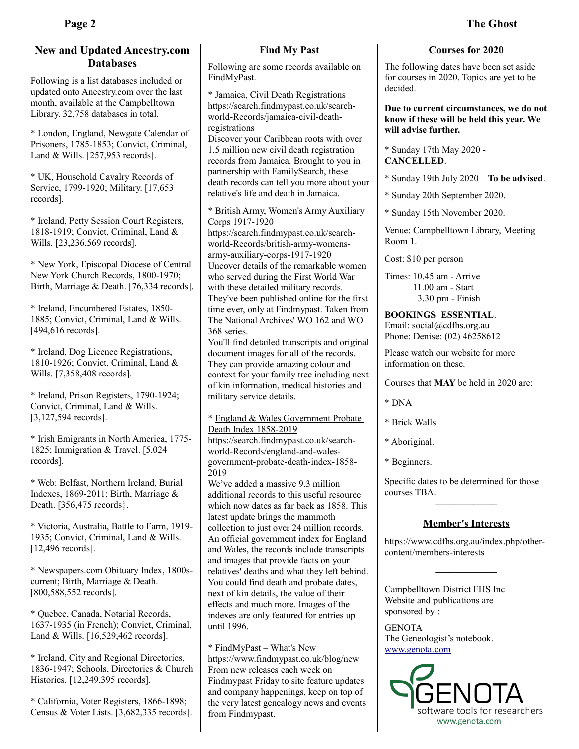## New and Updated Ancestry.com Databases

Following is a list databases included or updated onto Ancestry.com over the last month, available at the Campbelltown Library. 32,758 databases in total.

* London, England, Newgate Calendar of Prisoners, 1785-1853; Convict, Criminal, Land & Wills. [257,953 records].

* UK, Household Cavalry Records of Service, 1799-1920; Military. [17,653 records].

* Ireland, Petty Session Court Registers, 1818-1919; Convict, Criminal, Land & Wills. [23,236,569 records].

* New York, Episcopal Diocese of Central New York Church Records, 1800-1970; Birth, Marriage & Death. [76,334 records].

* Ireland, Encumbered Estates, 1850-1885; Convict, Criminal, Land & Wills. [494,616 records].

* Ireland, Dog Licence Registrations, 1810-1926; Convict, Criminal, Land & Wills. [7,358,408 records].

* Ireland, Prison Registers, 1790-1924; Convict, Criminal, Land & Wills. [3,127,594 records].

* Irish Emigrants in North America, 1775-1825; Immigration & Travel. [5,024 records].

* Web: Belfast, Northern Ireland, Burial Indexes, 1869-2011; Birth, Marriage & Death. [356,475 records}.

* Victoria, Australia, Battle to Farm, 1919-1935; Convict, Criminal, Land & Wills. [12,496 records].

* Newspapers.com Obituary Index, 1800s-current; Birth, Marriage & Death. [800,588,552 records].

* Quebec, Canada, Notarial Records, 1637-1935 (in French); Convict, Criminal, Land & Wills. [16,529,462 records].

* Ireland, City and Regional Directories, 1836-1947; Schools, Directories & Church Histories. [12,249,395 records].

* California, Voter Registers, 1866-1898; Census & Voter Lists. [3,682,335 records].

## Find My Past

Following are some records available on FindMyPast.

* Jamaica, Civil Death Registrations
https://search.findmypast.co.uk/search-world-Records/jamaica-civil-death-registrations
Discover your Caribbean roots with over 1.5 million new civil death registration records from Jamaica. Brought to you in partnership with FamilySearch, these death records can tell you more about your relative's life and death in Jamaica.

* British Army, Women's Army Auxiliary Corps 1917-1920
https://search.findmypast.co.uk/search-world-Records/british-army-womens-army-auxiliary-corps-1917-1920
Uncover details of the remarkable women who served during the First World War with these detailed military records. They've been published online for the first time ever, only at Findmypast. Taken from The National Archives' WO 162 and WO 368 series.
You'll find detailed transcripts and original document images for all of the records. They can provide amazing colour and context for your family tree including next of kin information, medical histories and military service details.

* England & Wales Government Probate Death Index 1858-2019
https://search.findmypast.co.uk/search-world-Records/england-and-wales-government-probate-death-index-1858-2019
We've added a massive 9.3 million additional records to this useful resource which now dates as far back as 1858. This latest update brings the mammoth collection to just over 24 million records. An official government index for England and Wales, the records include transcripts and images that provide facts on your relatives' deaths and what they left behind. You could find death and probate dates, next of kin details, the value of their effects and much more. Images of the indexes are only featured for entries up until 1996.

* FindMyPast – What's New
https://www.findmypast.co.uk/blog/new
From new releases each week on Findmypast Friday to site feature updates and company happenings, keep on top of the very latest genealogy news and events from Findmypast.

## Courses for 2020

The following dates have been set aside for courses in 2020. Topics are yet to be decided.

**Due to current circumstances, we do not know if these will be held this year. We will advise further.**

* Sunday 17th May 2020 - **CANCELLED**.

* Sunday 19th July 2020 – **To be advised**.

* Sunday 20th September 2020.

* Sunday 15th November 2020.

Venue: Campbelltown Library, Meeting Room 1.

Cost: $10 per person

Times: 10.45 am - Arrive
11.00 am - Start
3.30 pm - Finish

**BOOKINGS ESSENTIAL**.
Email: social@cdfhs.org.au
Phone: Denise: (02) 46258612

Please watch our website for more information on these.

Courses that **MAY** be held in 2020 are:

* DNA

* Brick Walls

* Aboriginal.

* Beginners.

Specific dates to be determined for those courses TBA.

---

## Member's Interests

https://www.cdfhs.org.au/index.php/other-content/members-interests

---

Campbelltown District FHS Inc
Website and publications are sponsored by :

GENOTA
The Geneologist's notebook.
www.genota.com

GENOTA
software tools for researchers
www.genota.com